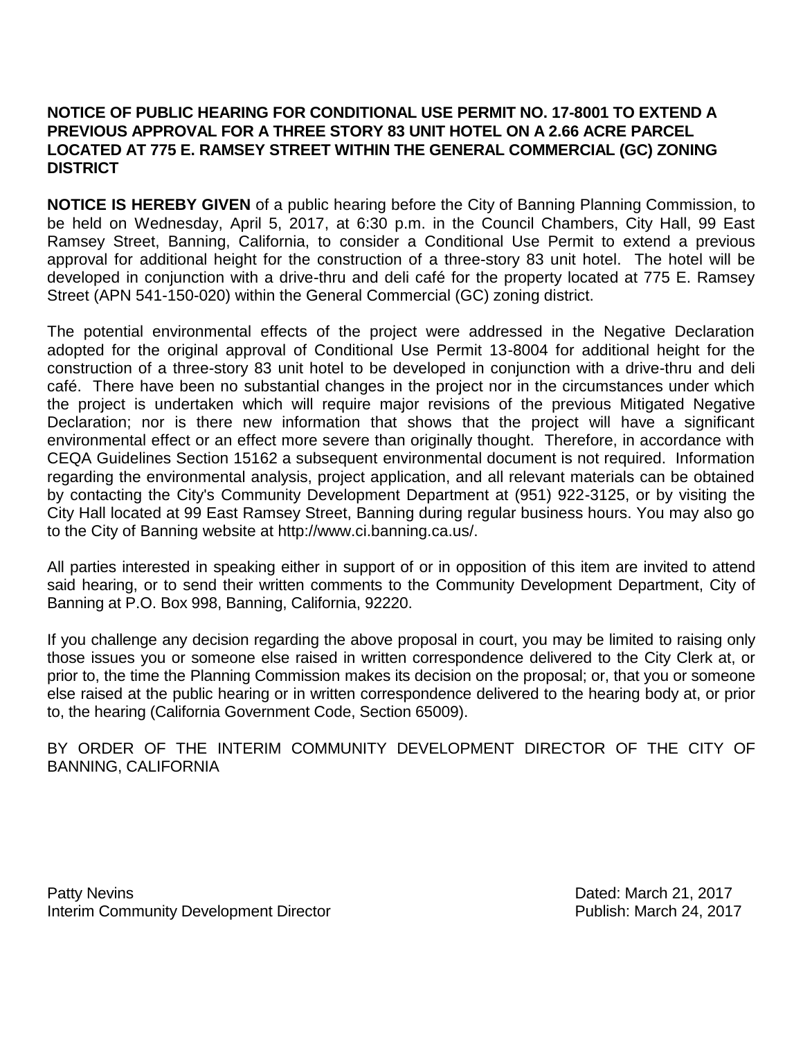**NOTICE OF PUBLIC HEARING FOR CONDITIONAL USE PERMIT NO. 17-8001 TO EXTEND A PREVIOUS APPROVAL FOR A THREE STORY 83 UNIT HOTEL ON A 2.66 ACRE PARCEL LOCATED AT 775 E. RAMSEY STREET WITHIN THE GENERAL COMMERCIAL (GC) ZONING DISTRICT**

**NOTICE IS HEREBY GIVEN** of a public hearing before the City of Banning Planning Commission, to be held on Wednesday, April 5, 2017, at 6:30 p.m. in the Council Chambers, City Hall, 99 East Ramsey Street, Banning, California, to consider a Conditional Use Permit to extend a previous approval for additional height for the construction of a three-story 83 unit hotel. The hotel will be developed in conjunction with a drive-thru and deli café for the property located at 775 E. Ramsey Street (APN 541-150-020) within the General Commercial (GC) zoning district.

The potential environmental effects of the project were addressed in the Negative Declaration adopted for the original approval of Conditional Use Permit 13-8004 for additional height for the construction of a three-story 83 unit hotel to be developed in conjunction with a drive-thru and deli café. There have been no substantial changes in the project nor in the circumstances under which the project is undertaken which will require major revisions of the previous Mitigated Negative Declaration; nor is there new information that shows that the project will have a significant environmental effect or an effect more severe than originally thought. Therefore, in accordance with CEQA Guidelines Section 15162 a subsequent environmental document is not required. Information regarding the environmental analysis, project application, and all relevant materials can be obtained by contacting the City's Community Development Department at (951) 922-3125, or by visiting the City Hall located at 99 East Ramsey Street, Banning during regular business hours. You may also go to the City of Banning website at http://www.ci.banning.ca.us/.

All parties interested in speaking either in support of or in opposition of this item are invited to attend said hearing, or to send their written comments to the Community Development Department, City of Banning at P.O. Box 998, Banning, California, 92220.

If you challenge any decision regarding the above proposal in court, you may be limited to raising only those issues you or someone else raised in written correspondence delivered to the City Clerk at, or prior to, the time the Planning Commission makes its decision on the proposal; or, that you or someone else raised at the public hearing or in written correspondence delivered to the hearing body at, or prior to, the hearing (California Government Code, Section 65009).

BY ORDER OF THE INTERIM COMMUNITY DEVELOPMENT DIRECTOR OF THE CITY OF BANNING, CALIFORNIA

Patty Nevins
Interim Community Development Director

Dated: March 21, 2017
Publish: March 24, 2017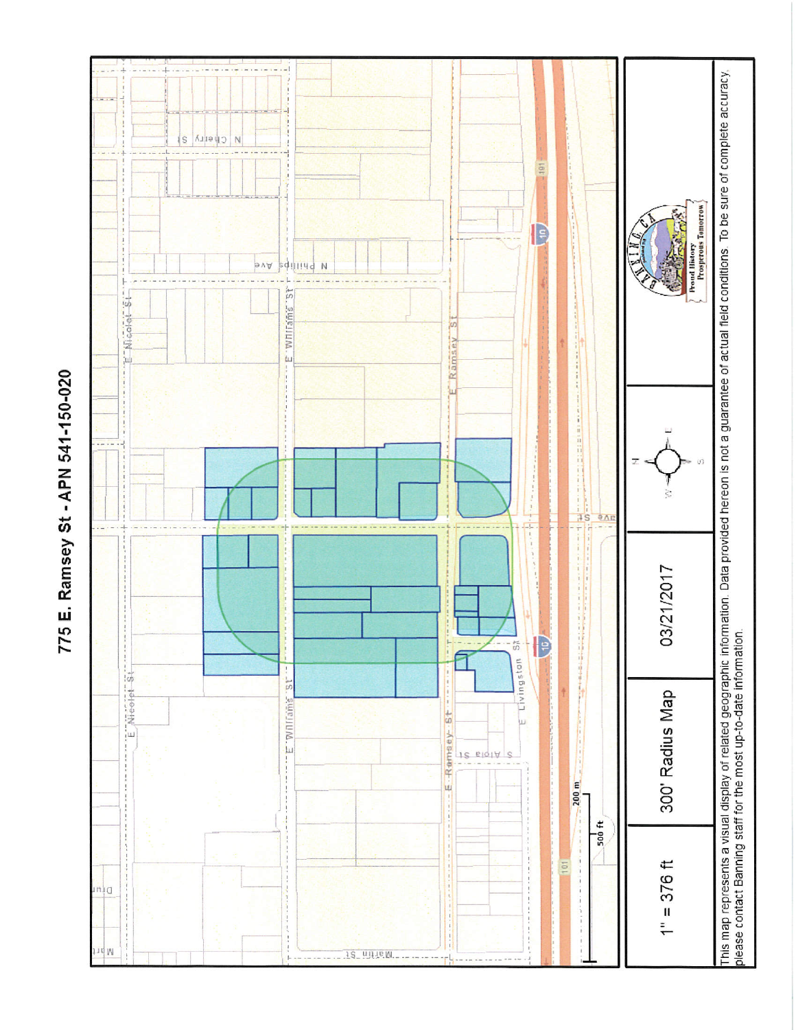# 775 E. Ramsey St - APN 541-150-020

E Nicolet St

N Cherry St

N Phillips Ave

E Williams St

E Ramsey St

E Livingston St

S Alola St

Martin St

10

101

200 m

500 ft

| 1" = 376 ft | 300' Radius Map | 03/21/2017 | | |
|---|---|---|---|---|

BANNING, CA — Proud History, Prosperous Tomorrow

This map represents a visual display of related geographic information. Data provided hereon is not a guarantee of actual field conditions. To be sure of complete accuracy, please contact Banning staff for the most up-to-date information.